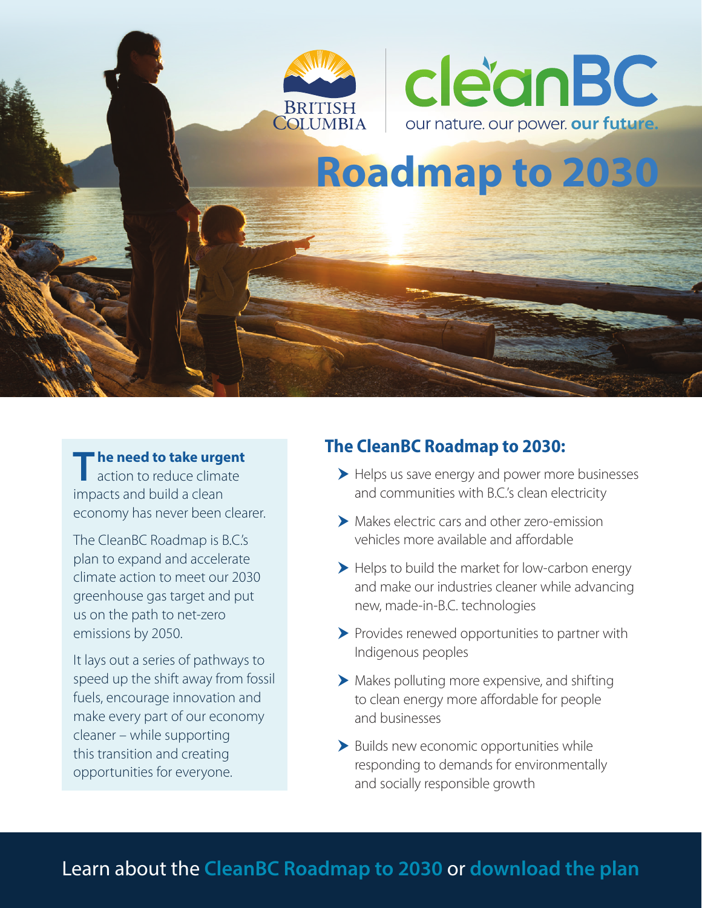BRITISH COLUMBIA

cleanBC

our nature. our power. **our future.**

# Roadmap to 2030

**The need to take urgent** action to reduce climate impacts and build a clean economy has never been clearer.

The CleanBC Roadmap is B.C.'s plan to expand and accelerate climate action to meet our 2030 greenhouse gas target and put us on the path to net-zero emissions by 2050.

It lays out a series of pathways to speed up the shift away from fossil fuels, encourage innovation and make every part of our economy cleaner – while supporting this transition and creating opportunities for everyone.

## The CleanBC Roadmap to 2030:

- Helps us save energy and power more businesses and communities with B.C.'s clean electricity
- Makes electric cars and other zero-emission vehicles more available and affordable
- Helps to build the market for low-carbon energy and make our industries cleaner while advancing new, made-in-B.C. technologies
- Provides renewed opportunities to partner with Indigenous peoples
- Makes polluting more expensive, and shifting to clean energy more affordable for people and businesses
- Builds new economic opportunities while responding to demands for environmentally and socially responsible growth

Learn about the **CleanBC Roadmap to 2030** or **download the plan**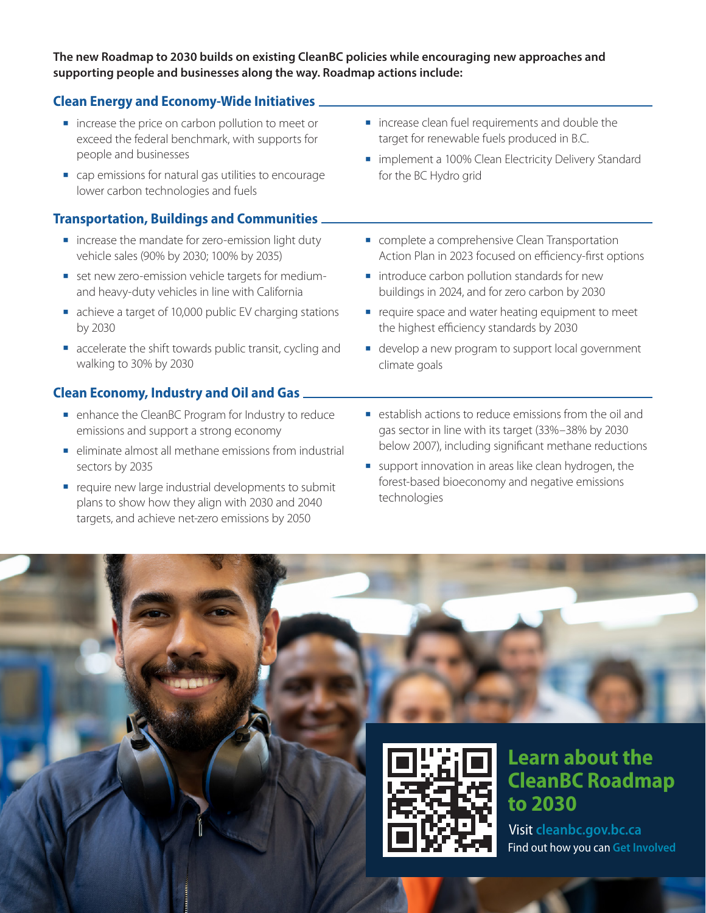**The new Roadmap to 2030 builds on existing CleanBC policies while encouraging new approaches and supporting people and businesses along the way. Roadmap actions include:**

## Clean Energy and Economy-Wide Initiatives

- increase the price on carbon pollution to meet or exceed the federal benchmark, with supports for people and businesses
- cap emissions for natural gas utilities to encourage lower carbon technologies and fuels
- increase clean fuel requirements and double the target for renewable fuels produced in B.C.
- implement a 100% Clean Electricity Delivery Standard for the BC Hydro grid

## Transportation, Buildings and Communities

- increase the mandate for zero-emission light duty vehicle sales (90% by 2030; 100% by 2035)
- set new zero-emission vehicle targets for medium- and heavy-duty vehicles in line with California
- achieve a target of 10,000 public EV charging stations by 2030
- accelerate the shift towards public transit, cycling and walking to 30% by 2030
- complete a comprehensive Clean Transportation Action Plan in 2023 focused on efficiency-first options
- introduce carbon pollution standards for new buildings in 2024, and for zero carbon by 2030
- require space and water heating equipment to meet the highest efficiency standards by 2030
- develop a new program to support local government climate goals

## Clean Economy, Industry and Oil and Gas

- enhance the CleanBC Program for Industry to reduce emissions and support a strong economy
- eliminate almost all methane emissions from industrial sectors by 2035
- require new large industrial developments to submit plans to show how they align with 2030 and 2040 targets, and achieve net-zero emissions by 2050
- establish actions to reduce emissions from the oil and gas sector in line with its target (33%–38% by 2030 below 2007), including significant methane reductions
- support innovation in areas like clean hydrogen, the forest-based bioeconomy and negative emissions technologies

## Learn about the CleanBC Roadmap to 2030

Visit cleanbc.gov.bc.ca

Find out how you can Get Involved